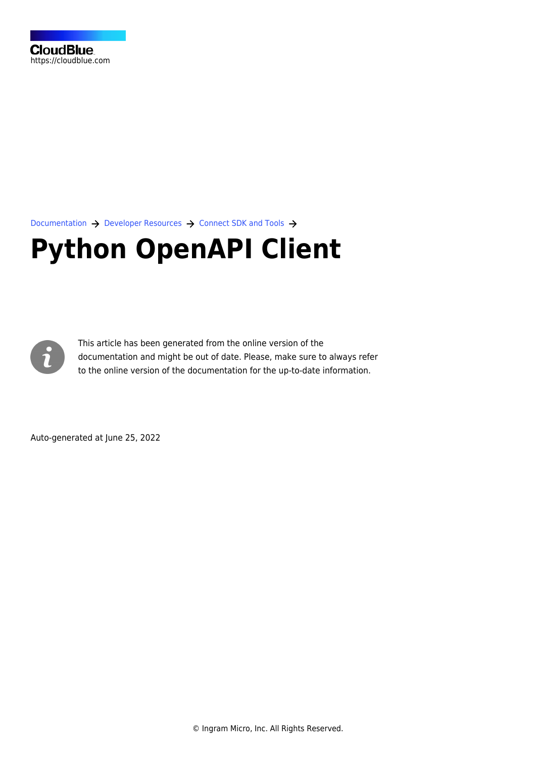CloudBlue
https://cloudblue.com

Documentation → Developer Resources → Connect SDK and Tools →

# Python OpenAPI Client

This article has been generated from the online version of the documentation and might be out of date. Please, make sure to always refer to the online version of the documentation for the up-to-date information.

Auto-generated at June 25, 2022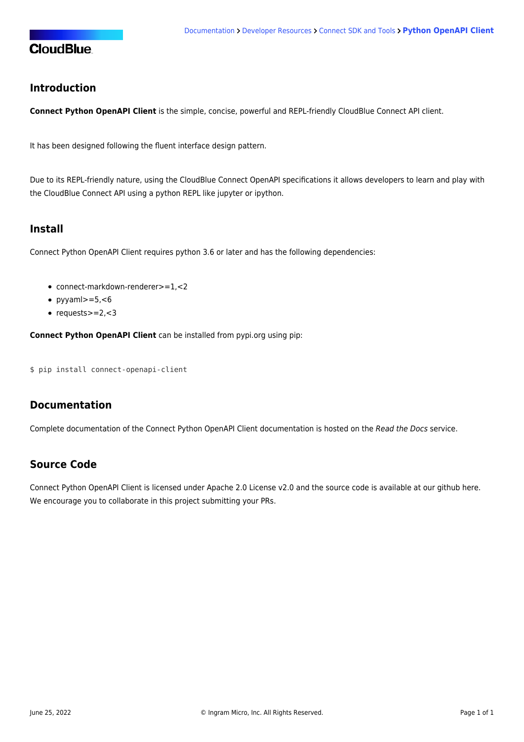## Introduction

**Connect Python OpenAPI Client** is the simple, concise, powerful and REPL-friendly CloudBlue Connect API client.

It has been designed following the fluent interface design pattern.

Due to its REPL-friendly nature, using the CloudBlue Connect OpenAPI specifications it allows developers to learn and play with the CloudBlue Connect API using a python REPL like jupyter or ipython.

## Install

Connect Python OpenAPI Client requires python 3.6 or later and has the following dependencies:

- connect-markdown-renderer>=1,<2
- pyyaml>=5,<6
- requests>=2,<3

**Connect Python OpenAPI Client** can be installed from pypi.org using pip:

```
$ pip install connect-openapi-client
```

## Documentation

Complete documentation of the Connect Python OpenAPI Client documentation is hosted on the *Read the Docs* service.

## Source Code

Connect Python OpenAPI Client is licensed under Apache 2.0 License v2.0 and the source code is available at our github here. We encourage you to collaborate in this project submitting your PRs.